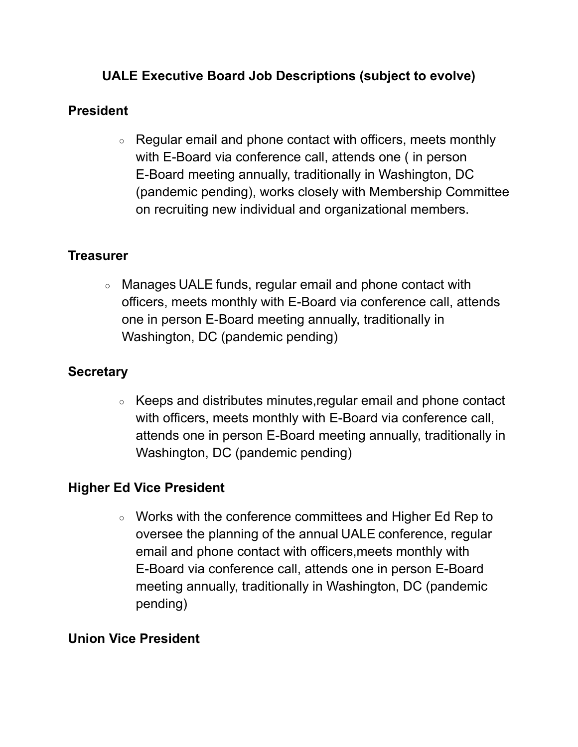# UALE Executive Board Job Descriptions (subject to evolve)

## President

- Regular email and phone contact with officers, meets monthly with E-Board via conference call, attends one ( in person E-Board meeting annually, traditionally in Washington, DC (pandemic pending), works closely with Membership Committee on recruiting new individual and organizational members.

## Treasurer

- Manages UALE funds, regular email and phone contact with officers, meets monthly with E-Board via conference call, attends one in person E-Board meeting annually, traditionally in Washington, DC (pandemic pending)

## Secretary

- Keeps and distributes minutes,regular email and phone contact with officers, meets monthly with E-Board via conference call, attends one in person E-Board meeting annually, traditionally in Washington, DC (pandemic pending)

## Higher Ed Vice President

- Works with the conference committees and Higher Ed Rep to oversee the planning of the annual UALE conference, regular email and phone contact with officers,meets monthly with E-Board via conference call, attends one in person E-Board meeting annually, traditionally in Washington, DC (pandemic pending)

## Union Vice President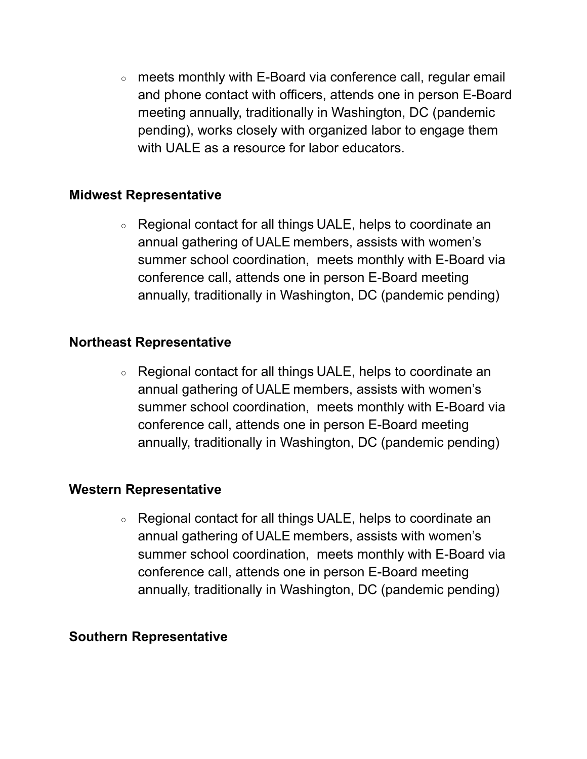- meets monthly with E-Board via conference call, regular email and phone contact with officers, attends one in person E-Board meeting annually, traditionally in Washington, DC (pandemic pending), works closely with organized labor to engage them with UALE as a resource for labor educators.

**Midwest Representative**

- Regional contact for all things UALE, helps to coordinate an annual gathering of UALE members, assists with women's summer school coordination, meets monthly with E-Board via conference call, attends one in person E-Board meeting annually, traditionally in Washington, DC (pandemic pending)

**Northeast Representative**

- Regional contact for all things UALE, helps to coordinate an annual gathering of UALE members, assists with women's summer school coordination, meets monthly with E-Board via conference call, attends one in person E-Board meeting annually, traditionally in Washington, DC (pandemic pending)

**Western Representative**

- Regional contact for all things UALE, helps to coordinate an annual gathering of UALE members, assists with women's summer school coordination, meets monthly with E-Board via conference call, attends one in person E-Board meeting annually, traditionally in Washington, DC (pandemic pending)

**Southern Representative**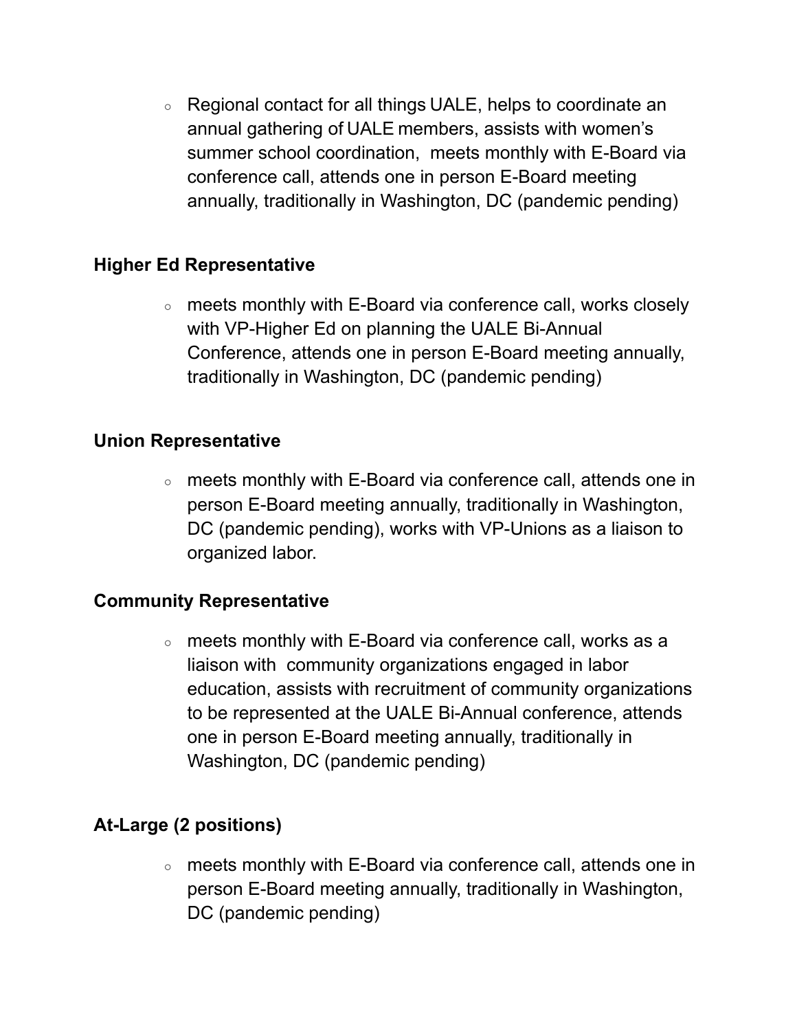- Regional contact for all things UALE, helps to coordinate an annual gathering of UALE members, assists with women's summer school coordination, meets monthly with E-Board via conference call, attends one in person E-Board meeting annually, traditionally in Washington, DC (pandemic pending)

**Higher Ed Representative**

- meets monthly with E-Board via conference call, works closely with VP-Higher Ed on planning the UALE Bi-Annual Conference, attends one in person E-Board meeting annually, traditionally in Washington, DC (pandemic pending)

**Union Representative**

- meets monthly with E-Board via conference call, attends one in person E-Board meeting annually, traditionally in Washington, DC (pandemic pending), works with VP-Unions as a liaison to organized labor.

**Community Representative**

- meets monthly with E-Board via conference call, works as a liaison with community organizations engaged in labor education, assists with recruitment of community organizations to be represented at the UALE Bi-Annual conference, attends one in person E-Board meeting annually, traditionally in Washington, DC (pandemic pending)

**At-Large (2 positions)**

- meets monthly with E-Board via conference call, attends one in person E-Board meeting annually, traditionally in Washington, DC (pandemic pending)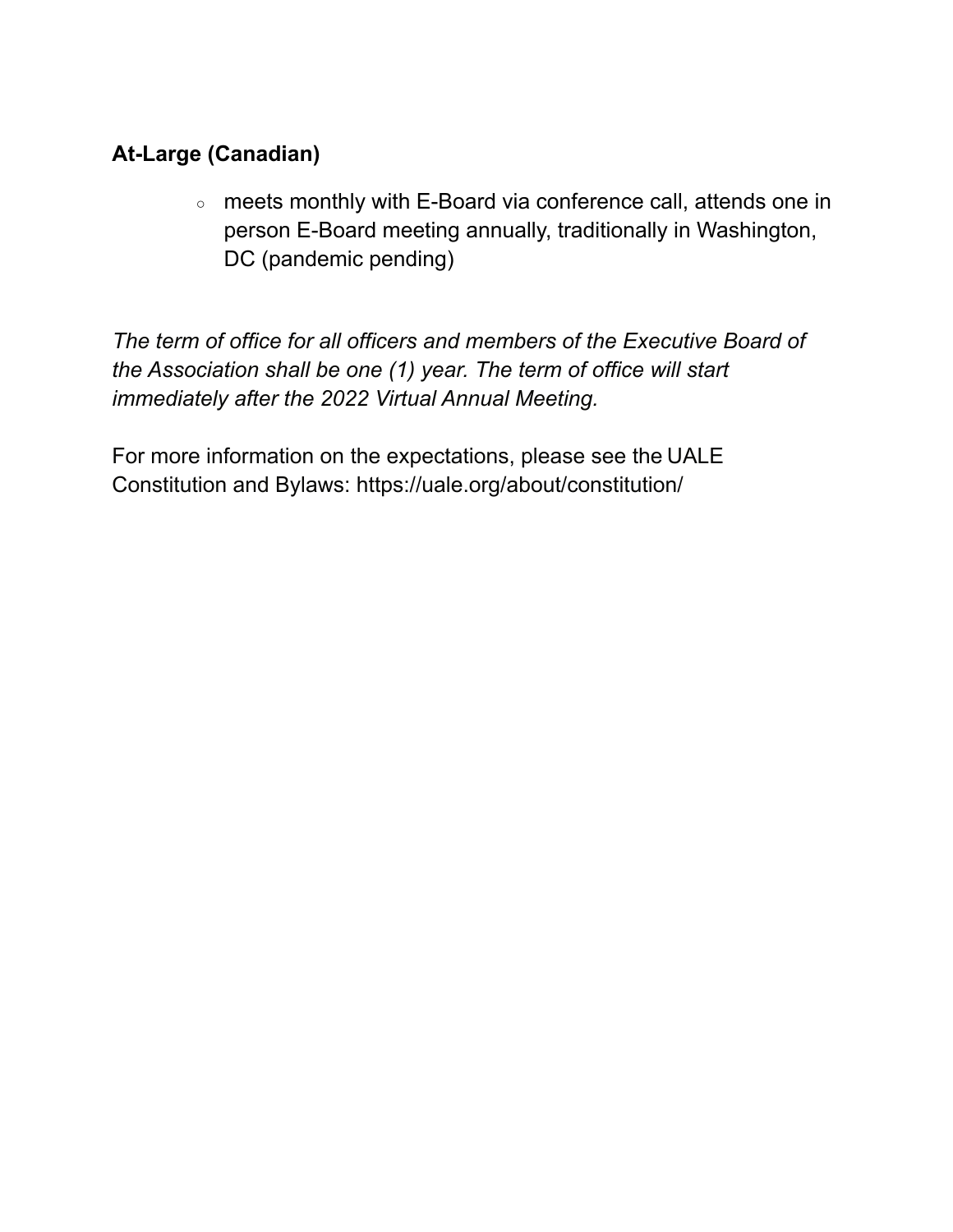**At-Large (Canadian)**

- meets monthly with E-Board via conference call, attends one in person E-Board meeting annually, traditionally in Washington, DC (pandemic pending)

*The term of office for all officers and members of the Executive Board of the Association shall be one (1) year. The term of office will start immediately after the 2022 Virtual Annual Meeting.*

For more information on the expectations, please see the UALE Constitution and Bylaws: https://uale.org/about/constitution/